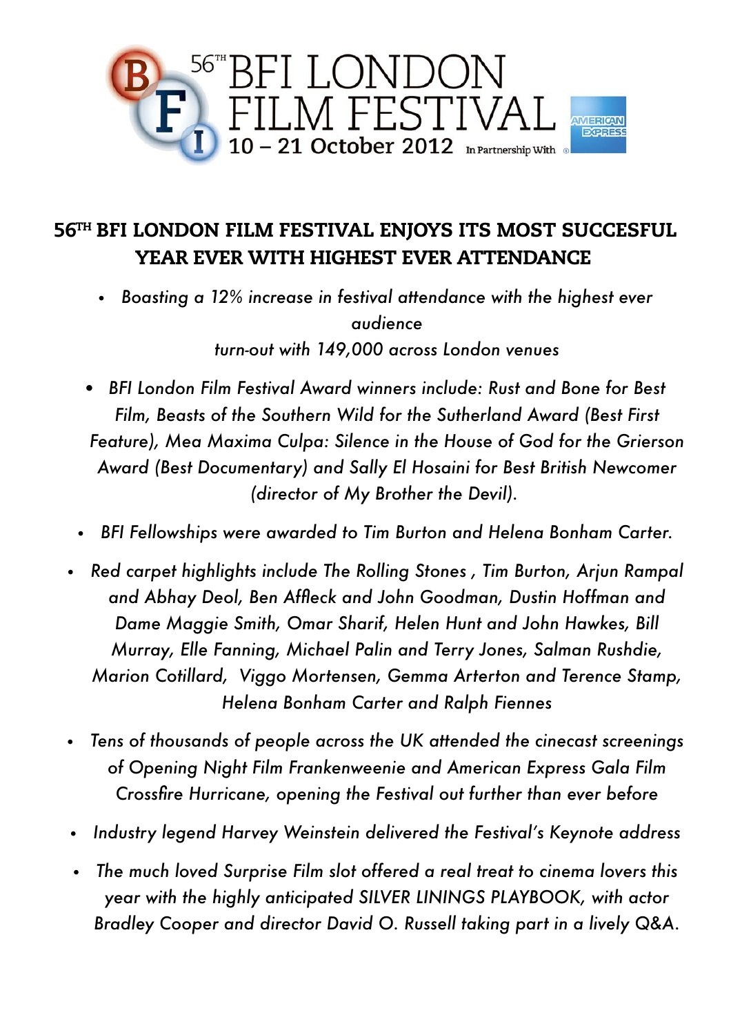56TH BFI LONDON FILM FESTIVAL

10 – 21 October 2012

In Partnership With American Express

# 56TH BFI LONDON FILM FESTIVAL ENJOYS ITS MOST SUCCESFUL YEAR EVER WITH HIGHEST EVER ATTENDANCE

- *Boasting a 12% increase in festival attendance with the highest ever audience turn-out with 149,000 across London venues*
- *BFI London Film Festival Award winners include: Rust and Bone for Best Film, Beasts of the Southern Wild for the Sutherland Award (Best First Feature), Mea Maxima Culpa: Silence in the House of God for the Grierson Award (Best Documentary) and Sally El Hosaini for Best British Newcomer (director of My Brother the Devil).*
- *BFI Fellowships were awarded to Tim Burton and Helena Bonham Carter.*
- *Red carpet highlights include The Rolling Stones , Tim Burton, Arjun Rampal and Abhay Deol, Ben Affleck and John Goodman, Dustin Hoffman and Dame Maggie Smith, Omar Sharif, Helen Hunt and John Hawkes, Bill Murray, Elle Fanning, Michael Palin and Terry Jones, Salman Rushdie, Marion Cotillard, Viggo Mortensen, Gemma Arterton and Terence Stamp, Helena Bonham Carter and Ralph Fiennes*
- *Tens of thousands of people across the UK attended the cinecast screenings of Opening Night Film Frankenweenie and American Express Gala Film Crossfire Hurricane, opening the Festival out further than ever before*
- *Industry legend Harvey Weinstein delivered the Festival's Keynote address*
- *The much loved Surprise Film slot offered a real treat to cinema lovers this year with the highly anticipated SILVER LININGS PLAYBOOK, with actor Bradley Cooper and director David O. Russell taking part in a lively Q&A.*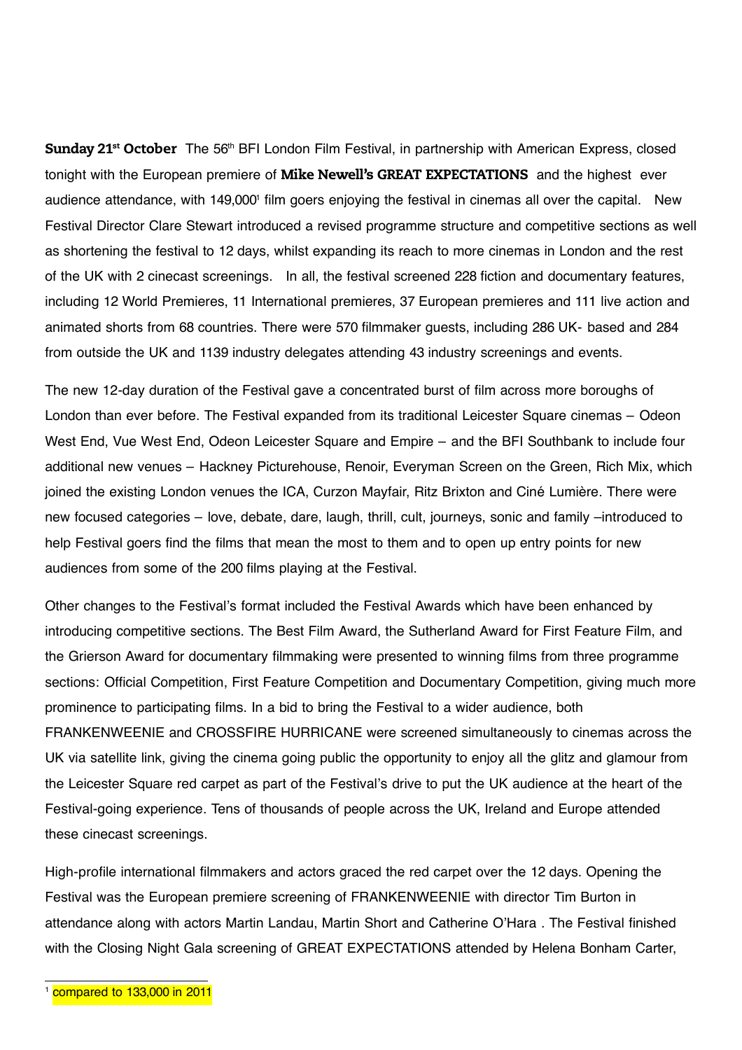**Sunday 21st October** The 56th BFI London Film Festival, in partnership with American Express, closed tonight with the European premiere of **Mike Newell's GREAT EXPECTATIONS** and the highest ever audience attendance, with 149,000[1] film goers enjoying the festival in cinemas all over the capital. New Festival Director Clare Stewart introduced a revised programme structure and competitive sections as well as shortening the festival to 12 days, whilst expanding its reach to more cinemas in London and the rest of the UK with 2 cinecast screenings. In all, the festival screened 228 fiction and documentary features, including 12 World Premieres, 11 International premieres, 37 European premieres and 111 live action and animated shorts from 68 countries. There were 570 filmmaker guests, including 286 UK- based and 284 from outside the UK and 1139 industry delegates attending 43 industry screenings and events.

The new 12-day duration of the Festival gave a concentrated burst of film across more boroughs of London than ever before. The Festival expanded from its traditional Leicester Square cinemas – Odeon West End, Vue West End, Odeon Leicester Square and Empire – and the BFI Southbank to include four additional new venues – Hackney Picturehouse, Renoir, Everyman Screen on the Green, Rich Mix, which joined the existing London venues the ICA, Curzon Mayfair, Ritz Brixton and Ciné Lumière. There were new focused categories – love, debate, dare, laugh, thrill, cult, journeys, sonic and family –introduced to help Festival goers find the films that mean the most to them and to open up entry points for new audiences from some of the 200 films playing at the Festival.

Other changes to the Festival's format included the Festival Awards which have been enhanced by introducing competitive sections. The Best Film Award, the Sutherland Award for First Feature Film, and the Grierson Award for documentary filmmaking were presented to winning films from three programme sections: Official Competition, First Feature Competition and Documentary Competition, giving much more prominence to participating films. In a bid to bring the Festival to a wider audience, both FRANKENWEENIE and CROSSFIRE HURRICANE were screened simultaneously to cinemas across the UK via satellite link, giving the cinema going public the opportunity to enjoy all the glitz and glamour from the Leicester Square red carpet as part of the Festival's drive to put the UK audience at the heart of the Festival-going experience. Tens of thousands of people across the UK, Ireland and Europe attended these cinecast screenings.

High-profile international filmmakers and actors graced the red carpet over the 12 days. Opening the Festival was the European premiere screening of FRANKENWEENIE with director Tim Burton in attendance along with actors Martin Landau, Martin Short and Catherine O'Hara . The Festival finished with the Closing Night Gala screening of GREAT EXPECTATIONS attended by Helena Bonham Carter,

[1] compared to 133,000 in 2011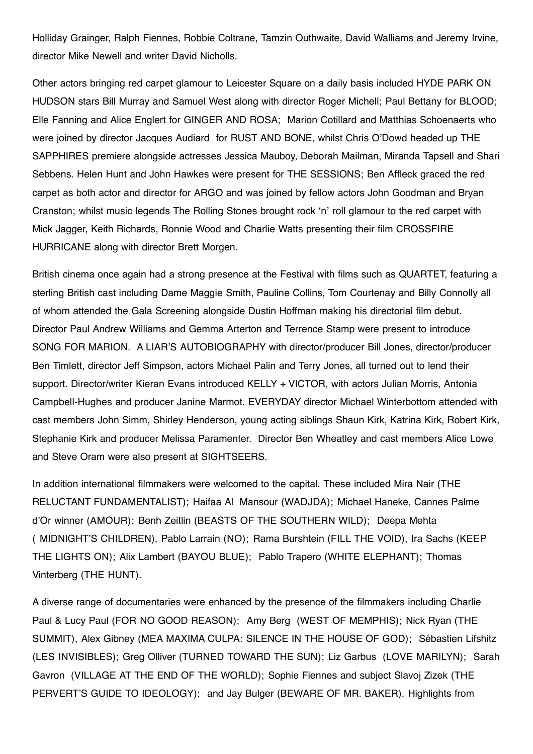Holliday Grainger, Ralph Fiennes, Robbie Coltrane, Tamzin Outhwaite, David Walliams and Jeremy Irvine, director Mike Newell and writer David Nicholls.

Other actors bringing red carpet glamour to Leicester Square on a daily basis included HYDE PARK ON HUDSON stars Bill Murray and Samuel West along with director Roger Michell; Paul Bettany for BLOOD; Elle Fanning and Alice Englert for GINGER AND ROSA; Marion Cotillard and Matthias Schoenaerts who were joined by director Jacques Audiard for RUST AND BONE, whilst Chris O'Dowd headed up THE SAPPHIRES premiere alongside actresses Jessica Mauboy, Deborah Mailman, Miranda Tapsell and Shari Sebbens. Helen Hunt and John Hawkes were present for THE SESSIONS; Ben Affleck graced the red carpet as both actor and director for ARGO and was joined by fellow actors John Goodman and Bryan Cranston; whilst music legends The Rolling Stones brought rock 'n' roll glamour to the red carpet with Mick Jagger, Keith Richards, Ronnie Wood and Charlie Watts presenting their film CROSSFIRE HURRICANE along with director Brett Morgen.

British cinema once again had a strong presence at the Festival with films such as QUARTET, featuring a sterling British cast including Dame Maggie Smith, Pauline Collins, Tom Courtenay and Billy Connolly all of whom attended the Gala Screening alongside Dustin Hoffman making his directorial film debut. Director Paul Andrew Williams and Gemma Arterton and Terrence Stamp were present to introduce SONG FOR MARION. A LIAR'S AUTOBIOGRAPHY with director/producer Bill Jones, director/producer Ben Timlett, director Jeff Simpson, actors Michael Palin and Terry Jones, all turned out to lend their support. Director/writer Kieran Evans introduced KELLY + VICTOR, with actors Julian Morris, Antonia Campbell-Hughes and producer Janine Marmot. EVERYDAY director Michael Winterbottom attended with cast members John Simm, Shirley Henderson, young acting siblings Shaun Kirk, Katrina Kirk, Robert Kirk, Stephanie Kirk and producer Melissa Paramenter. Director Ben Wheatley and cast members Alice Lowe and Steve Oram were also present at SIGHTSEERS.

In addition international filmmakers were welcomed to the capital. These included Mira Nair (THE RELUCTANT FUNDAMENTALIST); Haifaa Al Mansour (WADJDA); Michael Haneke, Cannes Palme d'Or winner (AMOUR); Benh Zeitlin (BEASTS OF THE SOUTHERN WILD); Deepa Mehta ( MIDNIGHT'S CHILDREN), Pablo Larrain (NO); Rama Burshtein (FILL THE VOID), Ira Sachs (KEEP THE LIGHTS ON); Alix Lambert (BAYOU BLUE); Pablo Trapero (WHITE ELEPHANT); Thomas Vinterberg (THE HUNT).

A diverse range of documentaries were enhanced by the presence of the filmmakers including Charlie Paul & Lucy Paul (FOR NO GOOD REASON); Amy Berg (WEST OF MEMPHIS); Nick Ryan (THE SUMMIT), Alex Gibney (MEA MAXIMA CULPA: SILENCE IN THE HOUSE OF GOD); Sébastien Lifshitz (LES INVISIBLES); Greg Olliver (TURNED TOWARD THE SUN); Liz Garbus (LOVE MARILYN); Sarah Gavron (VILLAGE AT THE END OF THE WORLD); Sophie Fiennes and subject Slavoj Zizek (THE PERVERT'S GUIDE TO IDEOLOGY); and Jay Bulger (BEWARE OF MR. BAKER). Highlights from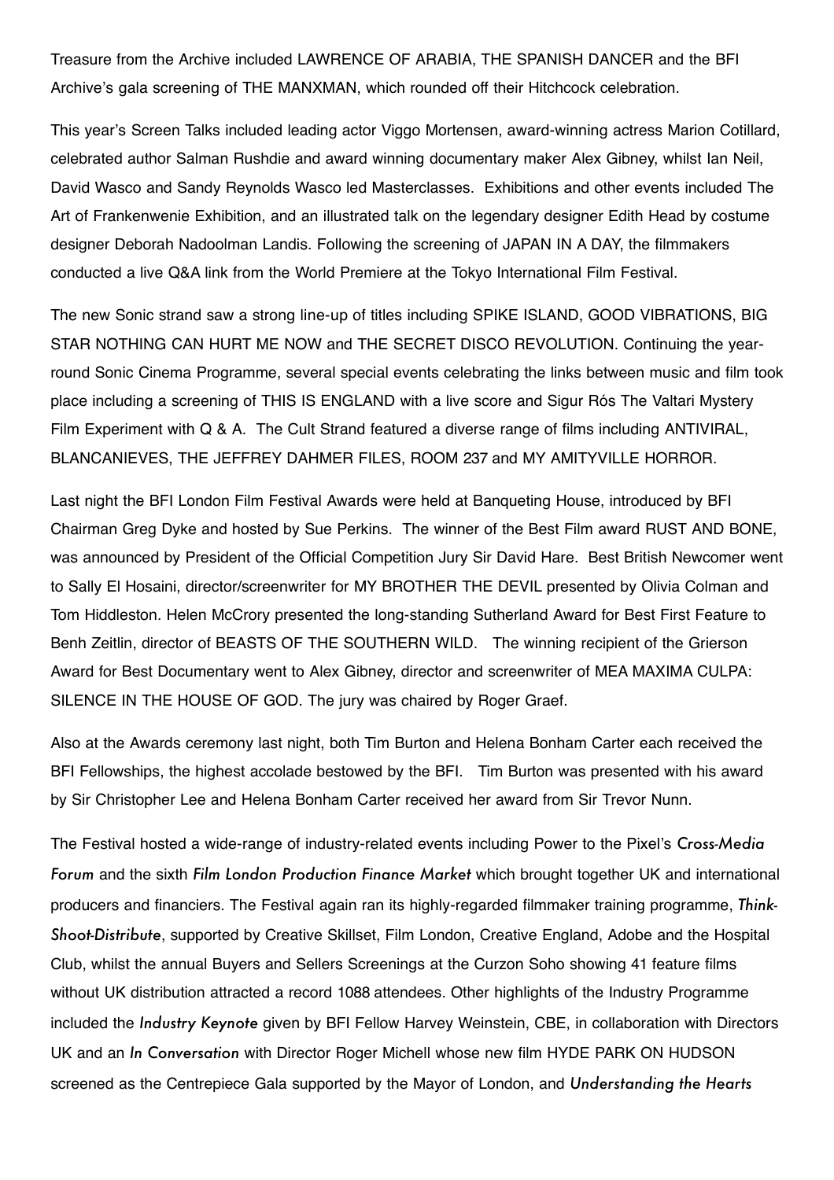Treasure from the Archive included LAWRENCE OF ARABIA, THE SPANISH DANCER and the BFI Archive's gala screening of THE MANXMAN, which rounded off their Hitchcock celebration.

This year's Screen Talks included leading actor Viggo Mortensen, award-winning actress Marion Cotillard, celebrated author Salman Rushdie and award winning documentary maker Alex Gibney, whilst Ian Neil, David Wasco and Sandy Reynolds Wasco led Masterclasses. Exhibitions and other events included The Art of Frankenwenie Exhibition, and an illustrated talk on the legendary designer Edith Head by costume designer Deborah Nadoolman Landis. Following the screening of JAPAN IN A DAY, the filmmakers conducted a live Q&A link from the World Premiere at the Tokyo International Film Festival.

The new Sonic strand saw a strong line-up of titles including SPIKE ISLAND, GOOD VIBRATIONS, BIG STAR NOTHING CAN HURT ME NOW and THE SECRET DISCO REVOLUTION. Continuing the year-round Sonic Cinema Programme, several special events celebrating the links between music and film took place including a screening of THIS IS ENGLAND with a live score and Sigur Rós The Valtari Mystery Film Experiment with Q & A. The Cult Strand featured a diverse range of films including ANTIVIRAL, BLANCANIEVES, THE JEFFREY DAHMER FILES, ROOM 237 and MY AMITYVILLE HORROR.

Last night the BFI London Film Festival Awards were held at Banqueting House, introduced by BFI Chairman Greg Dyke and hosted by Sue Perkins. The winner of the Best Film award RUST AND BONE, was announced by President of the Official Competition Jury Sir David Hare. Best British Newcomer went to Sally El Hosaini, director/screenwriter for MY BROTHER THE DEVIL presented by Olivia Colman and Tom Hiddleston. Helen McCrory presented the long-standing Sutherland Award for Best First Feature to Benh Zeitlin, director of BEASTS OF THE SOUTHERN WILD. The winning recipient of the Grierson Award for Best Documentary went to Alex Gibney, director and screenwriter of MEA MAXIMA CULPA: SILENCE IN THE HOUSE OF GOD. The jury was chaired by Roger Graef.

Also at the Awards ceremony last night, both Tim Burton and Helena Bonham Carter each received the BFI Fellowships, the highest accolade bestowed by the BFI. Tim Burton was presented with his award by Sir Christopher Lee and Helena Bonham Carter received her award from Sir Trevor Nunn.

The Festival hosted a wide-range of industry-related events including Power to the Pixel's *Cross-Media Forum* and the sixth *Film London Production Finance Market* which brought together UK and international producers and financiers. The Festival again ran its highly-regarded filmmaker training programme, *Think-Shoot-Distribute*, supported by Creative Skillset, Film London, Creative England, Adobe and the Hospital Club, whilst the annual Buyers and Sellers Screenings at the Curzon Soho showing 41 feature films without UK distribution attracted a record 1088 attendees. Other highlights of the Industry Programme included the *Industry Keynote* given by BFI Fellow Harvey Weinstein, CBE, in collaboration with Directors UK and an *In Conversation* with Director Roger Michell whose new film HYDE PARK ON HUDSON screened as the Centrepiece Gala supported by the Mayor of London, and *Understanding the Hearts*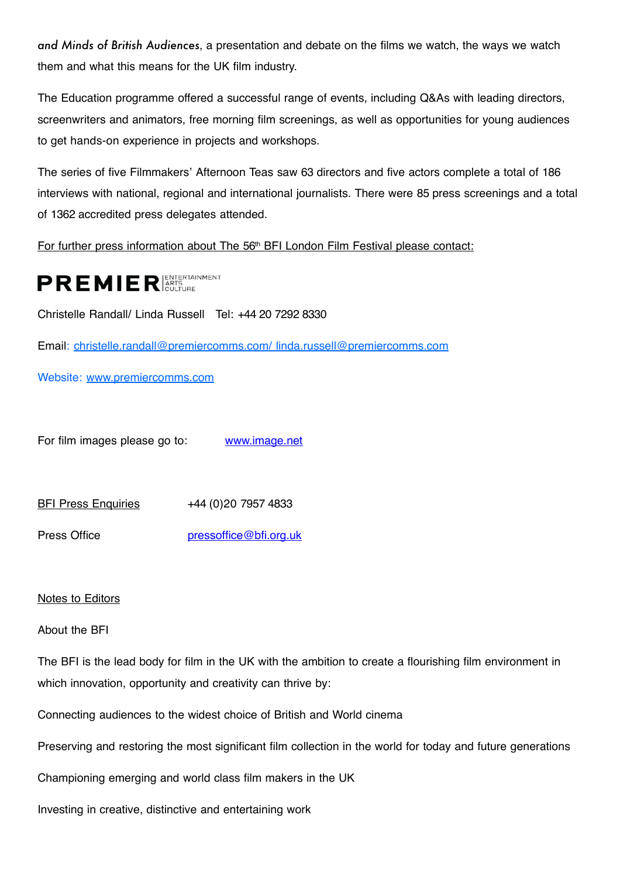*and Minds of British Audiences*, a presentation and debate on the films we watch, the ways we watch them and what this means for the UK film industry.

The Education programme offered a successful range of events, including Q&As with leading directors, screenwriters and animators, free morning film screenings, as well as opportunities for young audiences to get hands-on experience in projects and workshops.

The series of five Filmmakers' Afternoon Teas saw 63 directors and five actors complete a total of 186 interviews with national, regional and international journalists. There were 85 press screenings and a total of 1362 accredited press delegates attended.

For further press information about The 56th BFI London Film Festival please contact:

PREMIER ENTERTAINMENT ARTS CULTURE

Christelle Randall/ Linda Russell   Tel: +44 20 7292 8330

Email: christelle.randall@premiercomms.com/ linda.russell@premiercomms.com

Website: www.premiercomms.com

For film images please go to:   www.image.net

BFI Press Enquiries   +44 (0)20 7957 4833

Press Office   pressoffice@bfi.org.uk

Notes to Editors

About the BFI

The BFI is the lead body for film in the UK with the ambition to create a flourishing film environment in which innovation, opportunity and creativity can thrive by:

Connecting audiences to the widest choice of British and World cinema

Preserving and restoring the most significant film collection in the world for today and future generations

Championing emerging and world class film makers in the UK

Investing in creative, distinctive and entertaining work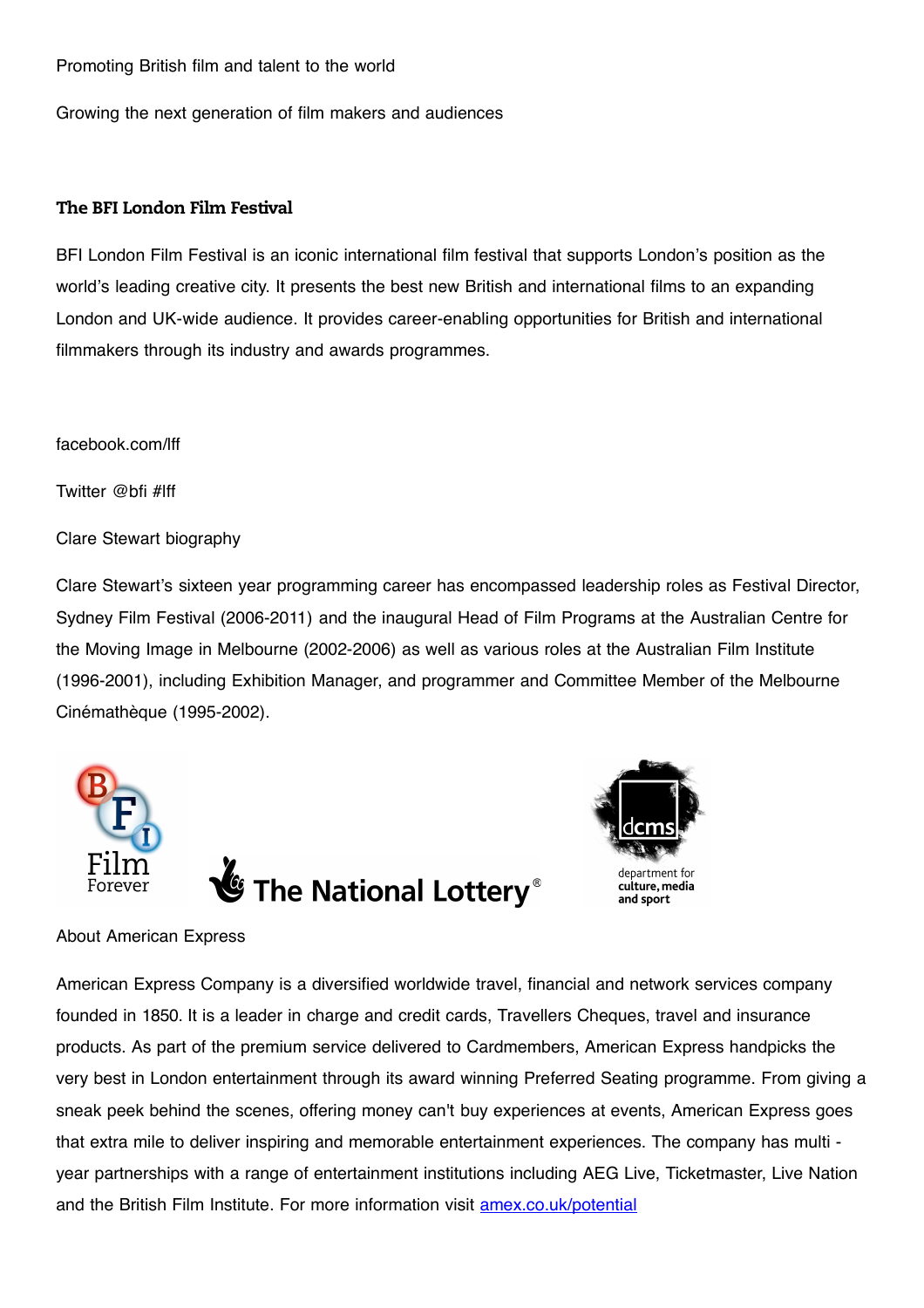Promoting British film and talent to the world

Growing the next generation of film makers and audiences

**The BFI London Film Festival**

BFI London Film Festival is an iconic international film festival that supports London's position as the world's leading creative city. It presents the best new British and international films to an expanding London and UK-wide audience. It provides career-enabling opportunities for British and international filmmakers through its industry and awards programmes.

facebook.com/lff

Twitter @bfi #lff

Clare Stewart biography

Clare Stewart's sixteen year programming career has encompassed leadership roles as Festival Director, Sydney Film Festival (2006-2011) and the inaugural Head of Film Programs at the Australian Centre for the Moving Image in Melbourne (2002-2006) as well as various roles at the Australian Film Institute (1996-2001), including Exhibition Manager, and programmer and Committee Member of the Melbourne Cinémathèque (1995-2002).

About American Express

American Express Company is a diversified worldwide travel, financial and network services company founded in 1850. It is a leader in charge and credit cards, Travellers Cheques, travel and insurance products. As part of the premium service delivered to Cardmembers, American Express handpicks the very best in London entertainment through its award winning Preferred Seating programme. From giving a sneak peek behind the scenes, offering money can't buy experiences at events, American Express goes that extra mile to deliver inspiring and memorable entertainment experiences. The company has multi - year partnerships with a range of entertainment institutions including AEG Live, Ticketmaster, Live Nation and the British Film Institute. For more information visit [amex.co.uk/potential](amex.co.uk/potential)